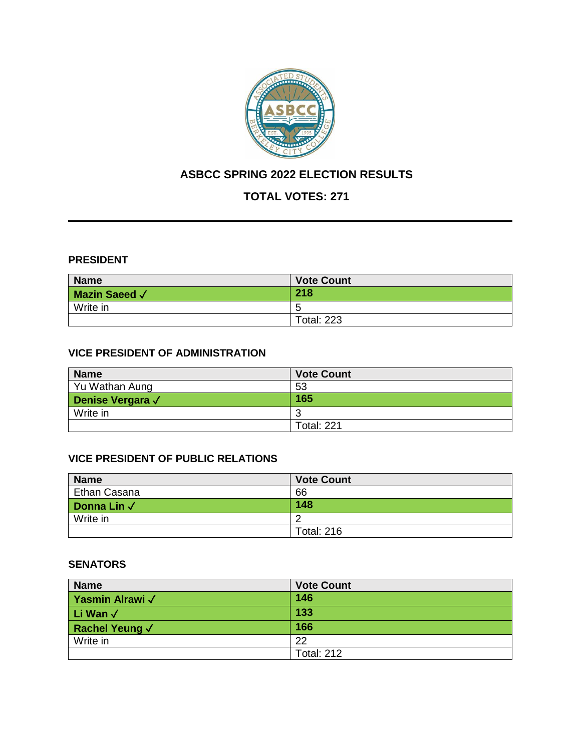# ASBCC SPRING 2022 ELECTION RESULTS

## TOTAL VOTES: 271

---

### PRESIDENT

| Name | Vote Count |
|---|---|
| **Mazin Saeed ✓** | **218** |
| Write in | 5 |
| | Total: 223 |

### VICE PRESIDENT OF ADMINISTRATION

| Name | Vote Count |
|---|---|
| Yu Wathan Aung | 53 |
| **Denise Vergara ✓** | **165** |
| Write in | 3 |
| | Total: 221 |

### VICE PRESIDENT OF PUBLIC RELATIONS

| Name | Vote Count |
|---|---|
| Ethan Casana | 66 |
| **Donna Lin ✓** | **148** |
| Write in | 2 |
| | Total: 216 |

### SENATORS

| Name | Vote Count |
|---|---|
| **Yasmin Alrawi ✓** | **146** |
| **Li Wan ✓** | **133** |
| **Rachel Yeung ✓** | **166** |
| Write in | 22 |
| | Total: 212 |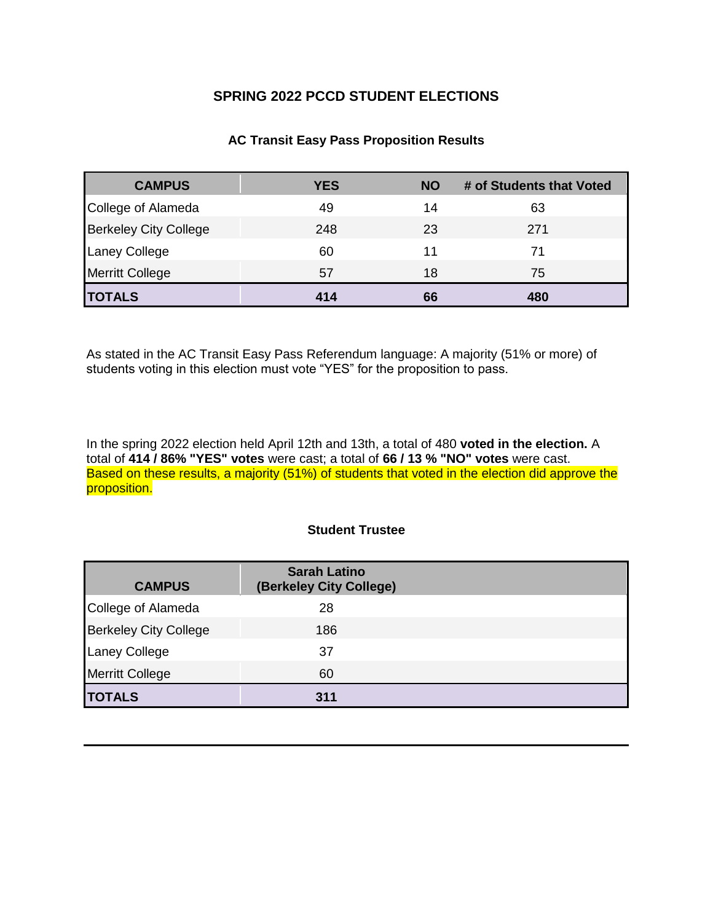# SPRING 2022 PCCD STUDENT ELECTIONS

## AC Transit Easy Pass Proposition Results

| CAMPUS | YES | NO | # of Students that Voted |
|---|---|---|---|
| College of Alameda | 49 | 14 | 63 |
| Berkeley City College | 248 | 23 | 271 |
| Laney College | 60 | 11 | 71 |
| Merritt College | 57 | 18 | 75 |
| **TOTALS** | **414** | **66** | **480** |

As stated in the AC Transit Easy Pass Referendum language: A majority (51% or more) of students voting in this election must vote “YES” for the proposition to pass.

In the spring 2022 election held April 12th and 13th, a total of 480 **voted in the election.** A total of **414 / 86% "YES" votes** were cast; a total of **66 / 13 % "NO" votes** were cast. Based on these results, a majority (51%) of students that voted in the election did approve the proposition.

## Student Trustee

| CAMPUS | Sarah Latino (Berkeley City College) |
|---|---|
| College of Alameda | 28 |
| Berkeley City College | 186 |
| Laney College | 37 |
| Merritt College | 60 |
| **TOTALS** | **311** |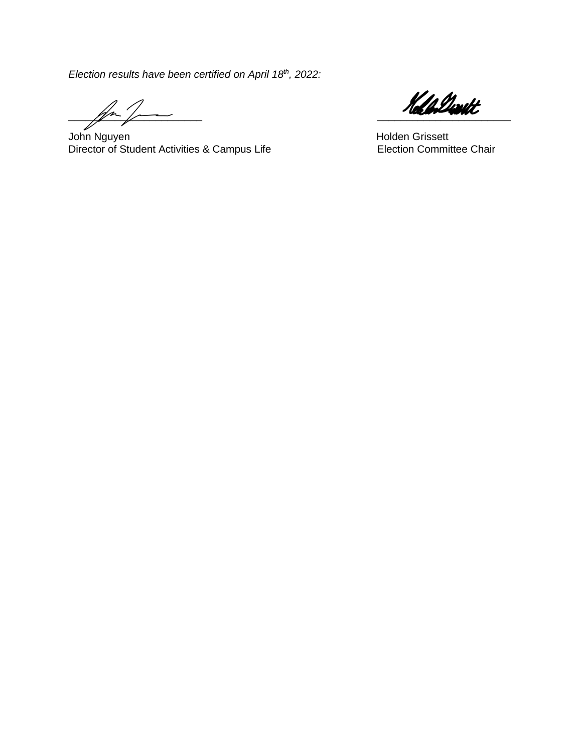*Election results have been certified on April 18th, 2022:*

\_\_\_\_\_\_\_\_\_\_\_\_\_\_\_\_\_\_\_\_\_\_\_\_

John Nguyen
Director of Student Activities & Campus Life

\_\_\_\_\_\_\_\_\_\_\_\_\_\_\_\_\_\_\_\_\_\_\_\_

Holden Grissett
Election Committee Chair